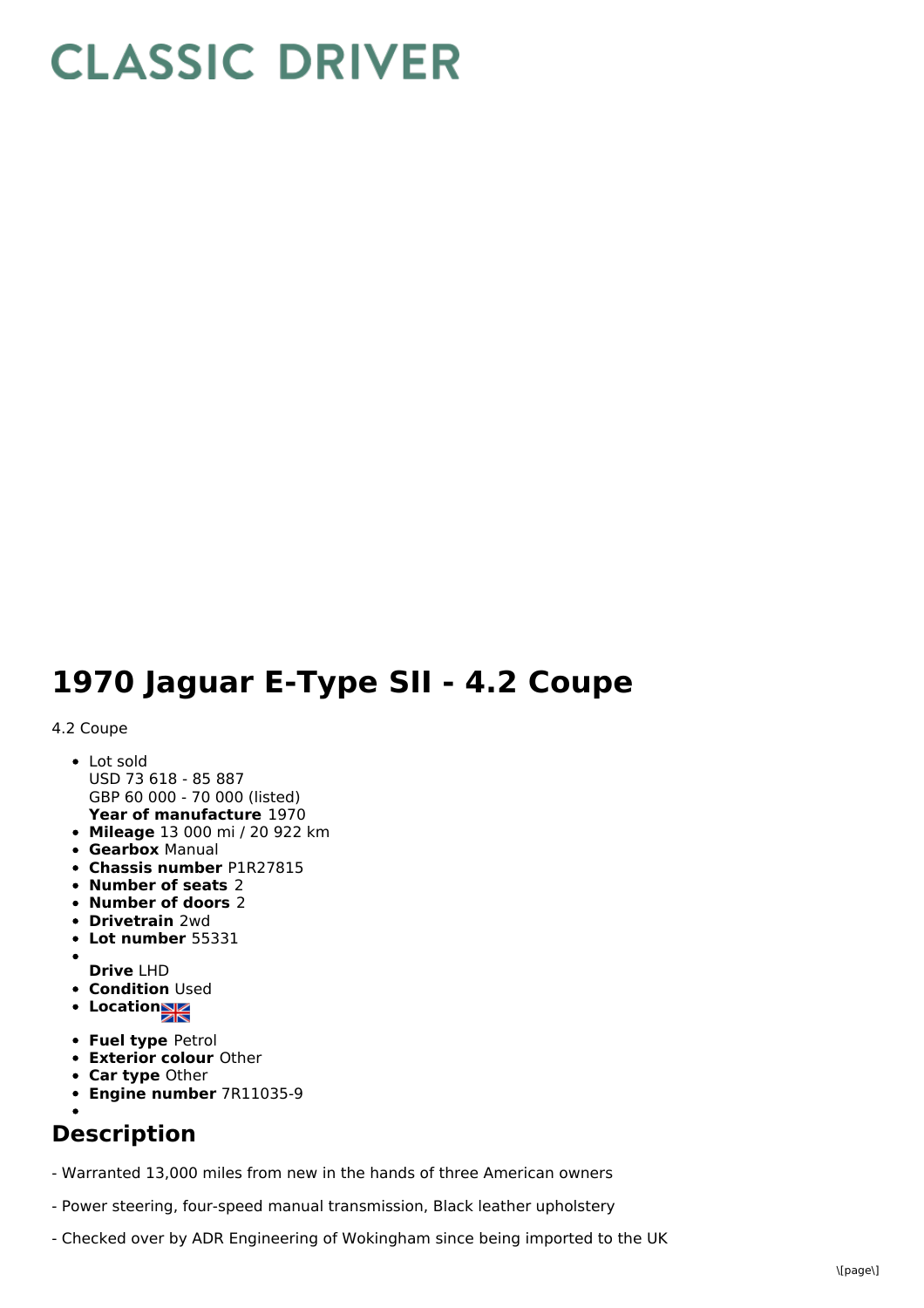# CLASSIC DRIVER

# 1970 Jaguar E-Type SII - 4.2 Coupe

4.2 Coupe

- Lot sold
  USD 73 618 - 85 887
  GBP 60 000 - 70 000 (listed)
  **Year of manufacture** 1970
- **Mileage** 13 000 mi / 20 922 km
- **Gearbox** Manual
- **Chassis number** P1R27815
- **Number of seats** 2
- **Number of doors** 2
- **Drivetrain** 2wd
- **Lot number** 55331
- **Drive** LHD
- **Condition** Used
- **Location**
- **Fuel type** Petrol
- **Exterior colour** Other
- **Car type** Other
- **Engine number** 7R11035-9

## Description

- Warranted 13,000 miles from new in the hands of three American owners

- Power steering, four-speed manual transmission, Black leather upholstery

- Checked over by ADR Engineering of Wokingham since being imported to the UK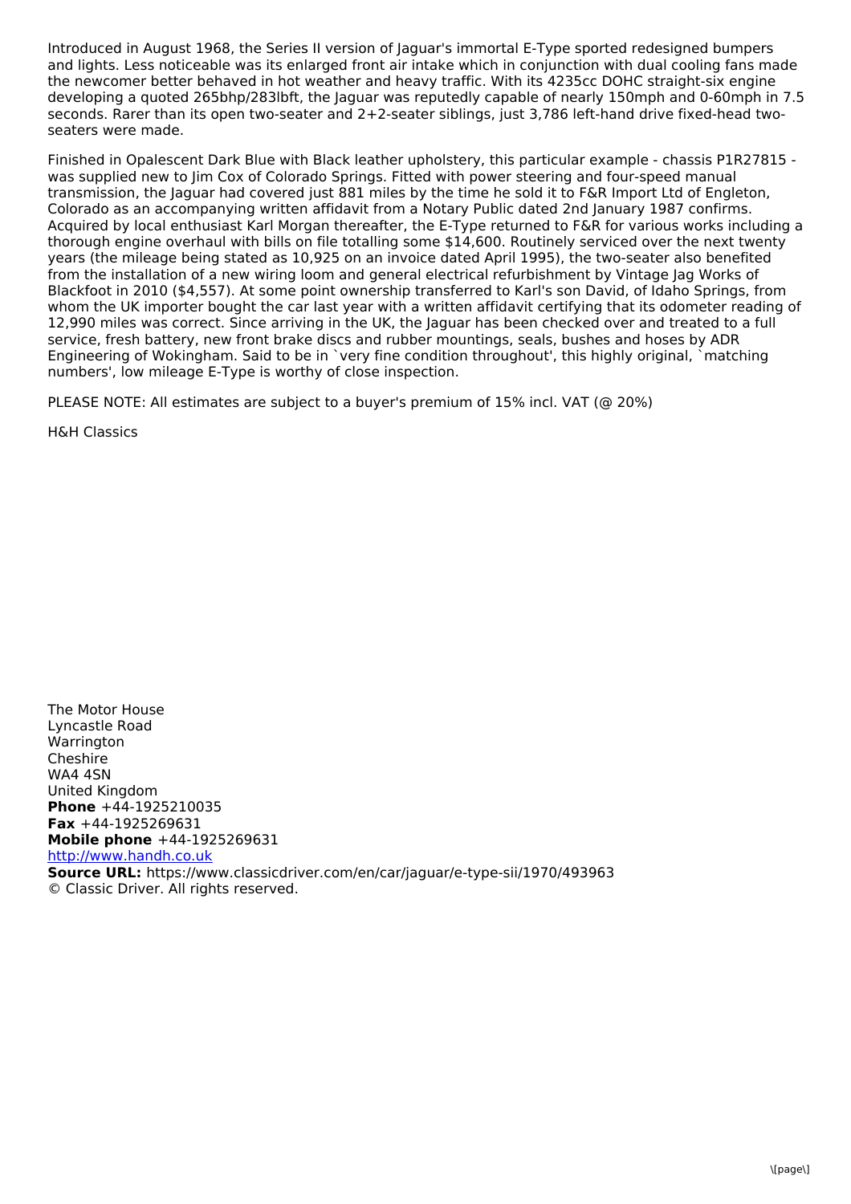Introduced in August 1968, the Series II version of Jaguar's immortal E-Type sported redesigned bumpers and lights. Less noticeable was its enlarged front air intake which in conjunction with dual cooling fans made the newcomer better behaved in hot weather and heavy traffic. With its 4235cc DOHC straight-six engine developing a quoted 265bhp/283lbft, the Jaguar was reputedly capable of nearly 150mph and 0-60mph in 7.5 seconds. Rarer than its open two-seater and 2+2-seater siblings, just 3,786 left-hand drive fixed-head two-seaters were made.

Finished in Opalescent Dark Blue with Black leather upholstery, this particular example - chassis P1R27815 - was supplied new to Jim Cox of Colorado Springs. Fitted with power steering and four-speed manual transmission, the Jaguar had covered just 881 miles by the time he sold it to F&R Import Ltd of Engleton, Colorado as an accompanying written affidavit from a Notary Public dated 2nd January 1987 confirms. Acquired by local enthusiast Karl Morgan thereafter, the E-Type returned to F&R for various works including a thorough engine overhaul with bills on file totalling some $14,600. Routinely serviced over the next twenty years (the mileage being stated as 10,925 on an invoice dated April 1995), the two-seater also benefited from the installation of a new wiring loom and general electrical refurbishment by Vintage Jag Works of Blackfoot in 2010 ($4,557). At some point ownership transferred to Karl's son David, of Idaho Springs, from whom the UK importer bought the car last year with a written affidavit certifying that its odometer reading of 12,990 miles was correct. Since arriving in the UK, the Jaguar has been checked over and treated to a full service, fresh battery, new front brake discs and rubber mountings, seals, bushes and hoses by ADR Engineering of Wokingham. Said to be in `very fine condition throughout', this highly original, `matching numbers', low mileage E-Type is worthy of close inspection.

PLEASE NOTE: All estimates are subject to a buyer's premium of 15% incl. VAT (@ 20%)

H&H Classics

The Motor House
Lyncastle Road
Warrington
Cheshire
WA4 4SN
United Kingdom
**Phone** +44-1925210035
**Fax** +44-1925269631
**Mobile phone** +44-1925269631
[http://www.handh.co.uk](http://www.handh.co.uk)
**Source URL:** https://www.classicdriver.com/en/car/jaguar/e-type-sii/1970/493963
© Classic Driver. All rights reserved.